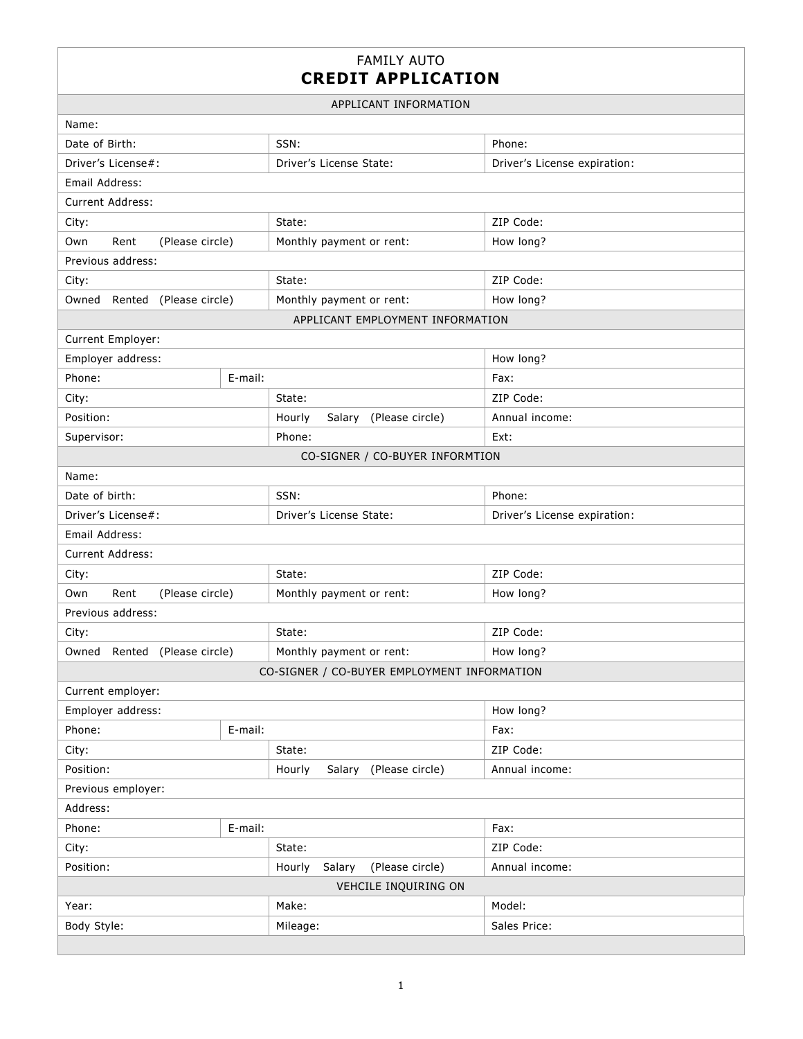FAMILY AUTO

# CREDIT APPLICATION

| APPLICANT INFORMATION | | |
|---|---|---|
| Name: | | |
| Date of Birth: | SSN: | Phone: |
| Driver's License#: | Driver's License State: | Driver's License expiration: |
| Email Address: | | |
| Current Address: | | |
| City: | State: | ZIP Code: |
| Own Rent (Please circle) | Monthly payment or rent: | How long? |
| Previous address: | | |
| City: | State: | ZIP Code: |
| Owned Rented (Please circle) | Monthly payment or rent: | How long? |
| **APPLICANT EMPLOYMENT INFORMATION** | | |
| Current Employer: | | |
| Employer address: | | How long? |
| Phone: E-mail: | | Fax: |
| City: | State: | ZIP Code: |
| Position: | Hourly Salary (Please circle) | Annual income: |
| Supervisor: | Phone: | Ext: |
| **CO-SIGNER / CO-BUYER INFORMTION** | | |
| Name: | | |
| Date of birth: | SSN: | Phone: |
| Driver's License#: | Driver's License State: | Driver's License expiration: |
| Email Address: | | |
| Current Address: | | |
| City: | State: | ZIP Code: |
| Own Rent (Please circle) | Monthly payment or rent: | How long? |
| Previous address: | | |
| City: | State: | ZIP Code: |
| Owned Rented (Please circle) | Monthly payment or rent: | How long? |
| **CO-SIGNER / CO-BUYER EMPLOYMENT INFORMATION** | | |
| Current employer: | | |
| Employer address: | | How long? |
| Phone: E-mail: | | Fax: |
| City: | State: | ZIP Code: |
| Position: | Hourly Salary (Please circle) | Annual income: |
| Previous employer: | | |
| Address: | | |
| Phone: E-mail: | | Fax: |
| City: | State: | ZIP Code: |
| Position: | Hourly Salary (Please circle) | Annual income: |
| **VEHCILE INQUIRING ON** | | |
| Year: | Make: | Model: |
| Body Style: | Mileage: | Sales Price: |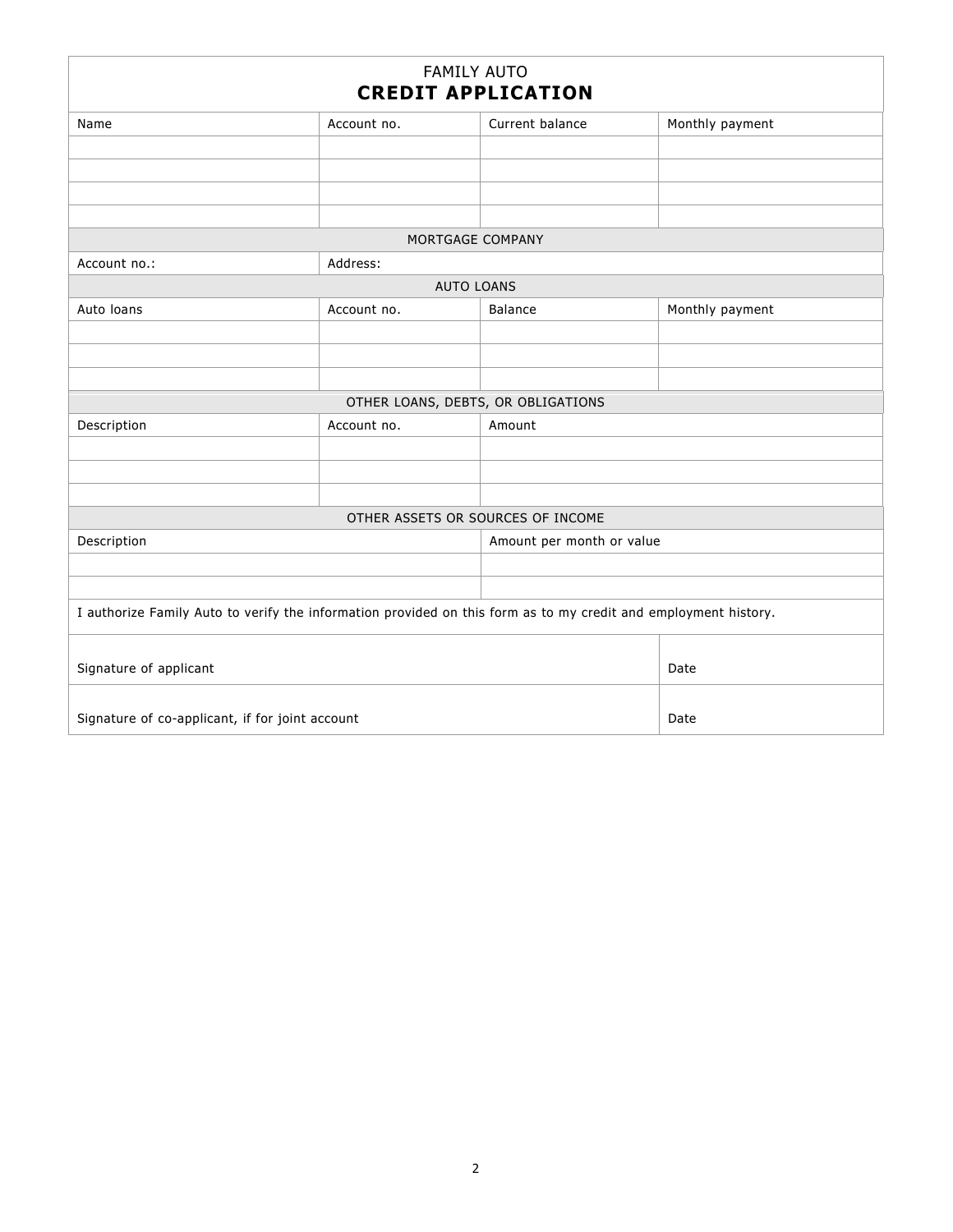FAMILY AUTO

# CREDIT APPLICATION

| Name | Account no. | Current balance | Monthly payment |
|---|---|---|---|
| | | | |
| | | | |
| | | | |
| | | | |

| MORTGAGE COMPANY | |
|---|---|
| Account no.: | Address: |

| AUTO LOANS | | | |
|---|---|---|---|
| Auto loans | Account no. | Balance | Monthly payment |
| | | | |
| | | | |
| | | | |

| OTHER LOANS, DEBTS, OR OBLIGATIONS | | |
|---|---|---|
| Description | Account no. | Amount |
| | | |
| | | |
| | | |

| OTHER ASSETS OR SOURCES OF INCOME | |
|---|---|
| Description | Amount per month or value |
| | |
| | |

I authorize Family Auto to verify the information provided on this form as to my credit and employment history.

| Signature of applicant | Date |
|---|---|
| Signature of co-applicant, if for joint account | Date |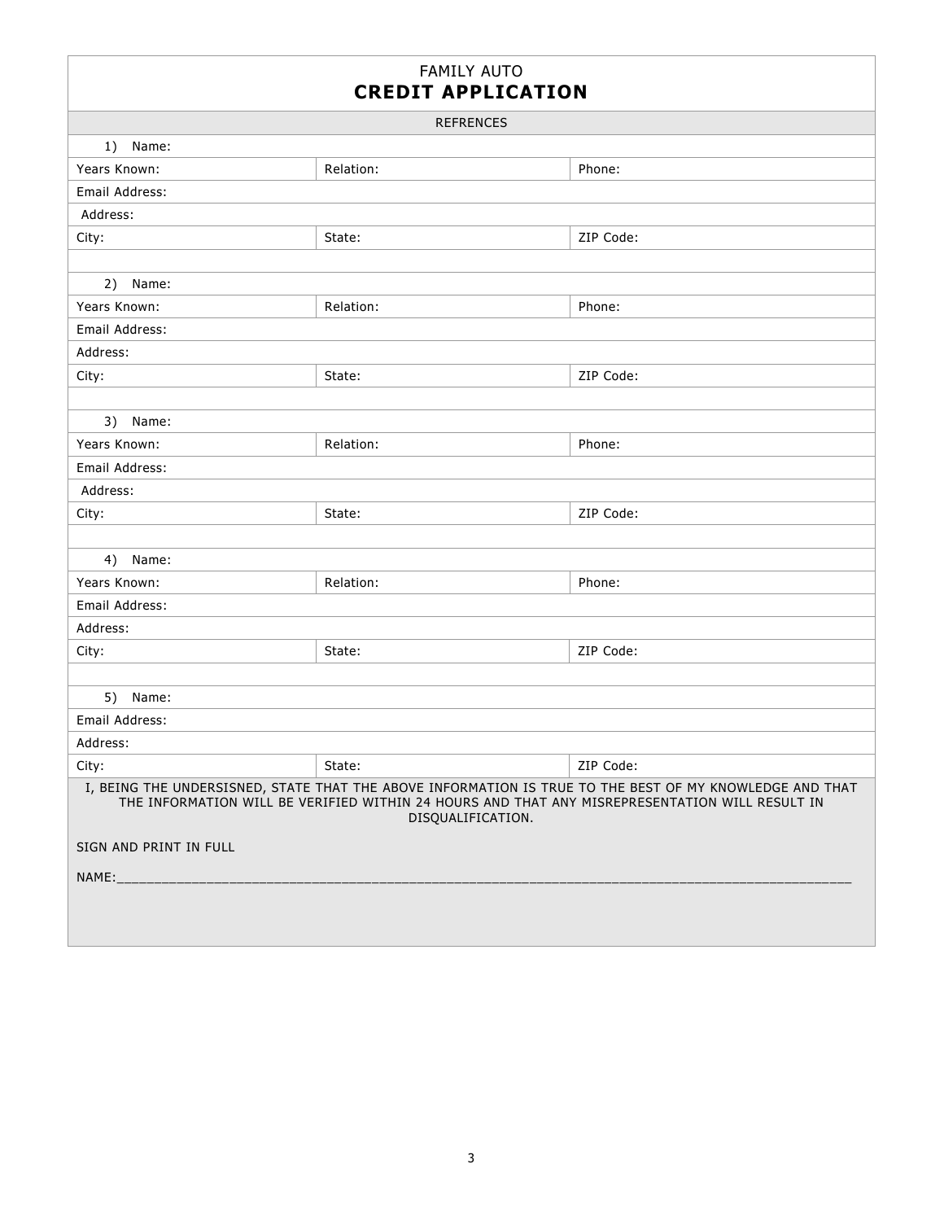FAMILY AUTO

# CREDIT APPLICATION

## REFRENCES

| | | |
|---|---|---|
| 1) Name: | | |
| Years Known: | Relation: | Phone: |
| Email Address: | | |
| Address: | | |
| City: | State: | ZIP Code: |
| | | |
| 2) Name: | | |
| Years Known: | Relation: | Phone: |
| Email Address: | | |
| Address: | | |
| City: | State: | ZIP Code: |
| | | |
| 3) Name: | | |
| Years Known: | Relation: | Phone: |
| Email Address: | | |
| Address: | | |
| City: | State: | ZIP Code: |
| | | |
| 4) Name: | | |
| Years Known: | Relation: | Phone: |
| Email Address: | | |
| Address: | | |
| City: | State: | ZIP Code: |
| | | |
| 5) Name: | | |
| Email Address: | | |
| Address: | | |
| City: | State: | ZIP Code: |

I, BEING THE UNDERSISNED, STATE THAT THE ABOVE INFORMATION IS TRUE TO THE BEST OF MY KNOWLEDGE AND THAT THE INFORMATION WILL BE VERIFIED WITHIN 24 HOURS AND THAT ANY MISREPRESENTATION WILL RESULT IN DISQUALIFICATION.

SIGN AND PRINT IN FULL

NAME:________________________________________________________________________________________